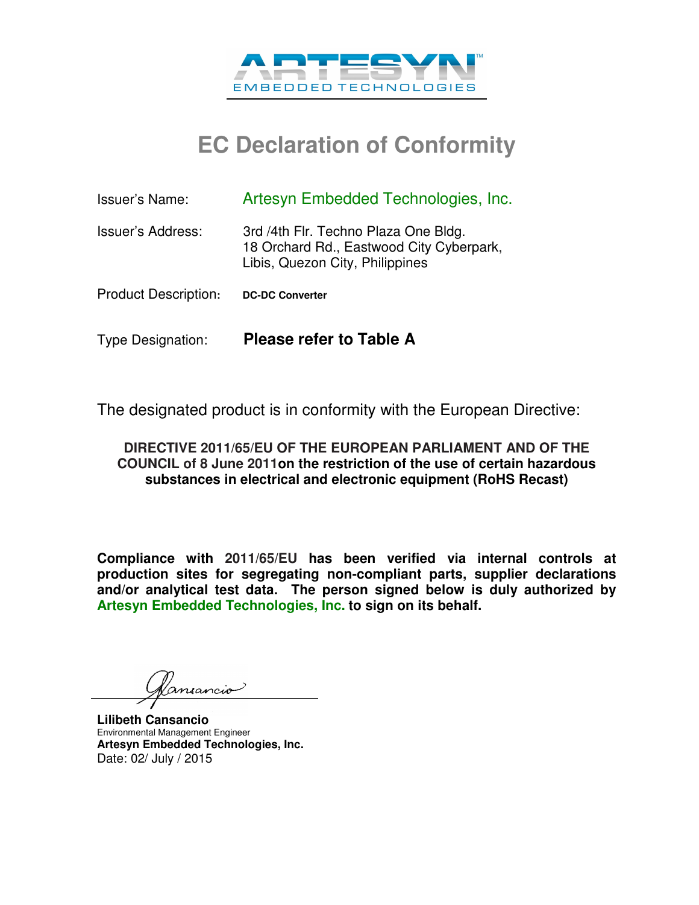ARTESYN™
EMBEDDED TECHNOLOGIES

# EC Declaration of Conformity

Issuer's Name: Artesyn Embedded Technologies, Inc.

Issuer's Address: 3rd /4th Flr. Techno Plaza One Bldg.
18 Orchard Rd., Eastwood City Cyberpark,
Libis, Quezon City, Philippines

Product Description: **DC-DC Converter**

Type Designation: **Please refer to Table A**

The designated product is in conformity with the European Directive:

**DIRECTIVE 2011/65/EU OF THE EUROPEAN PARLIAMENT AND OF THE COUNCIL of 8 June 2011on the restriction of the use of certain hazardous substances in electrical and electronic equipment (RoHS Recast)**

**Compliance with 2011/65/EU has been verified via internal controls at production sites for segregating non-compliant parts, supplier declarations and/or analytical test data. The person signed below is duly authorized by Artesyn Embedded Technologies, Inc. to sign on its behalf.**

**Lilibeth Cansancio**
Environmental Management Engineer
**Artesyn Embedded Technologies, Inc.**
Date: 02/ July / 2015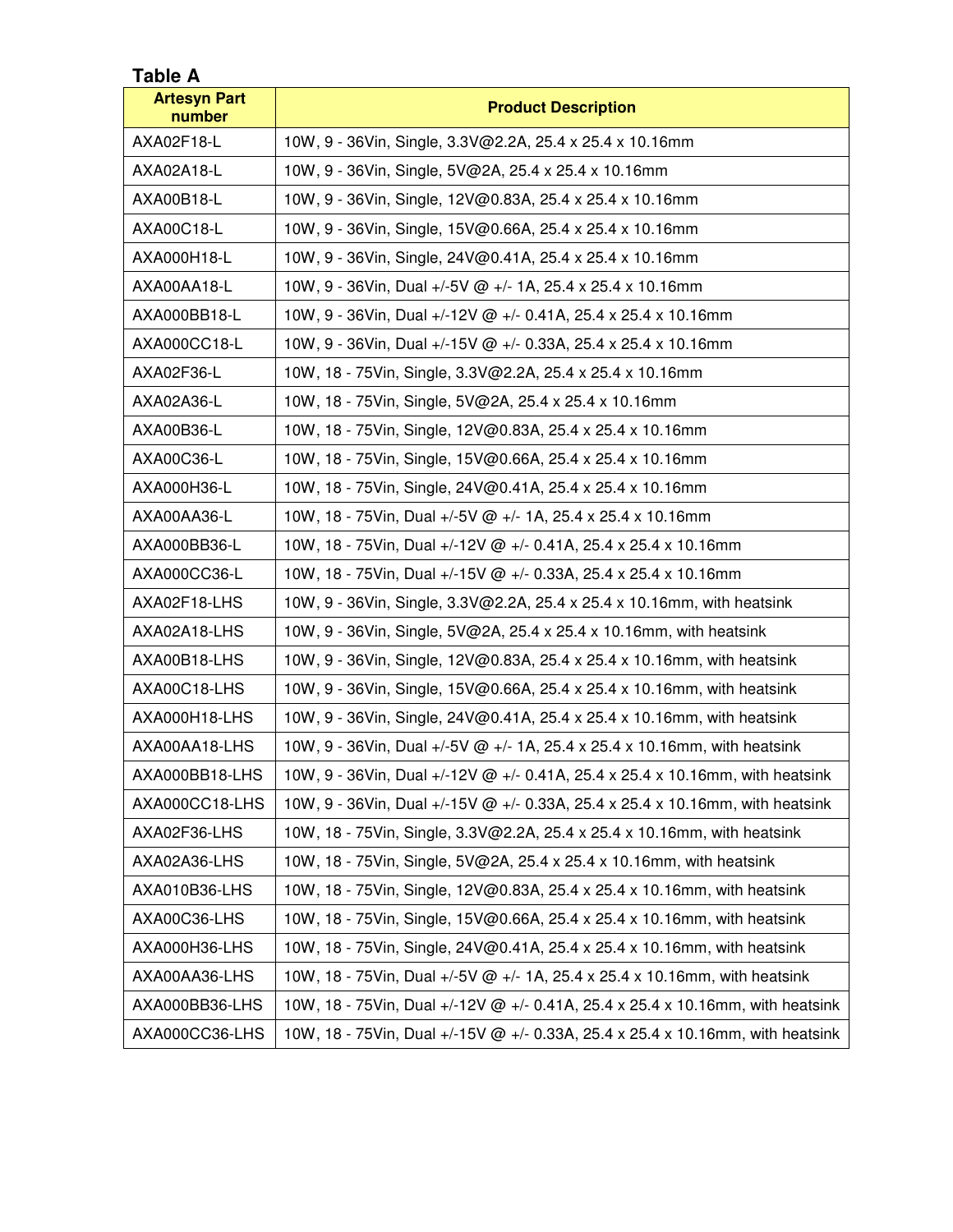**Table A**

| Artesyn Part number | Product Description |
|---|---|
| AXA02F18-L | 10W, 9 - 36Vin, Single, 3.3V@2.2A, 25.4 x 25.4 x 10.16mm |
| AXA02A18-L | 10W, 9 - 36Vin, Single, 5V@2A, 25.4 x 25.4 x 10.16mm |
| AXA00B18-L | 10W, 9 - 36Vin, Single, 12V@0.83A, 25.4 x 25.4 x 10.16mm |
| AXA00C18-L | 10W, 9 - 36Vin, Single, 15V@0.66A, 25.4 x 25.4 x 10.16mm |
| AXA000H18-L | 10W, 9 - 36Vin, Single, 24V@0.41A, 25.4 x 25.4 x 10.16mm |
| AXA00AA18-L | 10W, 9 - 36Vin, Dual +/-5V @ +/- 1A, 25.4 x 25.4 x 10.16mm |
| AXA000BB18-L | 10W, 9 - 36Vin, Dual +/-12V @ +/- 0.41A, 25.4 x 25.4 x 10.16mm |
| AXA000CC18-L | 10W, 9 - 36Vin, Dual +/-15V @ +/- 0.33A, 25.4 x 25.4 x 10.16mm |
| AXA02F36-L | 10W, 18 - 75Vin, Single, 3.3V@2.2A, 25.4 x 25.4 x 10.16mm |
| AXA02A36-L | 10W, 18 - 75Vin, Single, 5V@2A, 25.4 x 25.4 x 10.16mm |
| AXA00B36-L | 10W, 18 - 75Vin, Single, 12V@0.83A, 25.4 x 25.4 x 10.16mm |
| AXA00C36-L | 10W, 18 - 75Vin, Single, 15V@0.66A, 25.4 x 25.4 x 10.16mm |
| AXA000H36-L | 10W, 18 - 75Vin, Single, 24V@0.41A, 25.4 x 25.4 x 10.16mm |
| AXA00AA36-L | 10W, 18 - 75Vin, Dual +/-5V @ +/- 1A, 25.4 x 25.4 x 10.16mm |
| AXA000BB36-L | 10W, 18 - 75Vin, Dual +/-12V @ +/- 0.41A, 25.4 x 25.4 x 10.16mm |
| AXA000CC36-L | 10W, 18 - 75Vin, Dual +/-15V @ +/- 0.33A, 25.4 x 25.4 x 10.16mm |
| AXA02F18-LHS | 10W, 9 - 36Vin, Single, 3.3V@2.2A, 25.4 x 25.4 x 10.16mm, with heatsink |
| AXA02A18-LHS | 10W, 9 - 36Vin, Single, 5V@2A, 25.4 x 25.4 x 10.16mm, with heatsink |
| AXA00B18-LHS | 10W, 9 - 36Vin, Single, 12V@0.83A, 25.4 x 25.4 x 10.16mm, with heatsink |
| AXA00C18-LHS | 10W, 9 - 36Vin, Single, 15V@0.66A, 25.4 x 25.4 x 10.16mm, with heatsink |
| AXA000H18-LHS | 10W, 9 - 36Vin, Single, 24V@0.41A, 25.4 x 25.4 x 10.16mm, with heatsink |
| AXA00AA18-LHS | 10W, 9 - 36Vin, Dual +/-5V @ +/- 1A, 25.4 x 25.4 x 10.16mm, with heatsink |
| AXA000BB18-LHS | 10W, 9 - 36Vin, Dual +/-12V @ +/- 0.41A, 25.4 x 25.4 x 10.16mm, with heatsink |
| AXA000CC18-LHS | 10W, 9 - 36Vin, Dual +/-15V @ +/- 0.33A, 25.4 x 25.4 x 10.16mm, with heatsink |
| AXA02F36-LHS | 10W, 18 - 75Vin, Single, 3.3V@2.2A, 25.4 x 25.4 x 10.16mm, with heatsink |
| AXA02A36-LHS | 10W, 18 - 75Vin, Single, 5V@2A, 25.4 x 25.4 x 10.16mm, with heatsink |
| AXA010B36-LHS | 10W, 18 - 75Vin, Single, 12V@0.83A, 25.4 x 25.4 x 10.16mm, with heatsink |
| AXA00C36-LHS | 10W, 18 - 75Vin, Single, 15V@0.66A, 25.4 x 25.4 x 10.16mm, with heatsink |
| AXA000H36-LHS | 10W, 18 - 75Vin, Single, 24V@0.41A, 25.4 x 25.4 x 10.16mm, with heatsink |
| AXA00AA36-LHS | 10W, 18 - 75Vin, Dual +/-5V @ +/- 1A, 25.4 x 25.4 x 10.16mm, with heatsink |
| AXA000BB36-LHS | 10W, 18 - 75Vin, Dual +/-12V @ +/- 0.41A, 25.4 x 25.4 x 10.16mm, with heatsink |
| AXA000CC36-LHS | 10W, 18 - 75Vin, Dual +/-15V @ +/- 0.33A, 25.4 x 25.4 x 10.16mm, with heatsink |